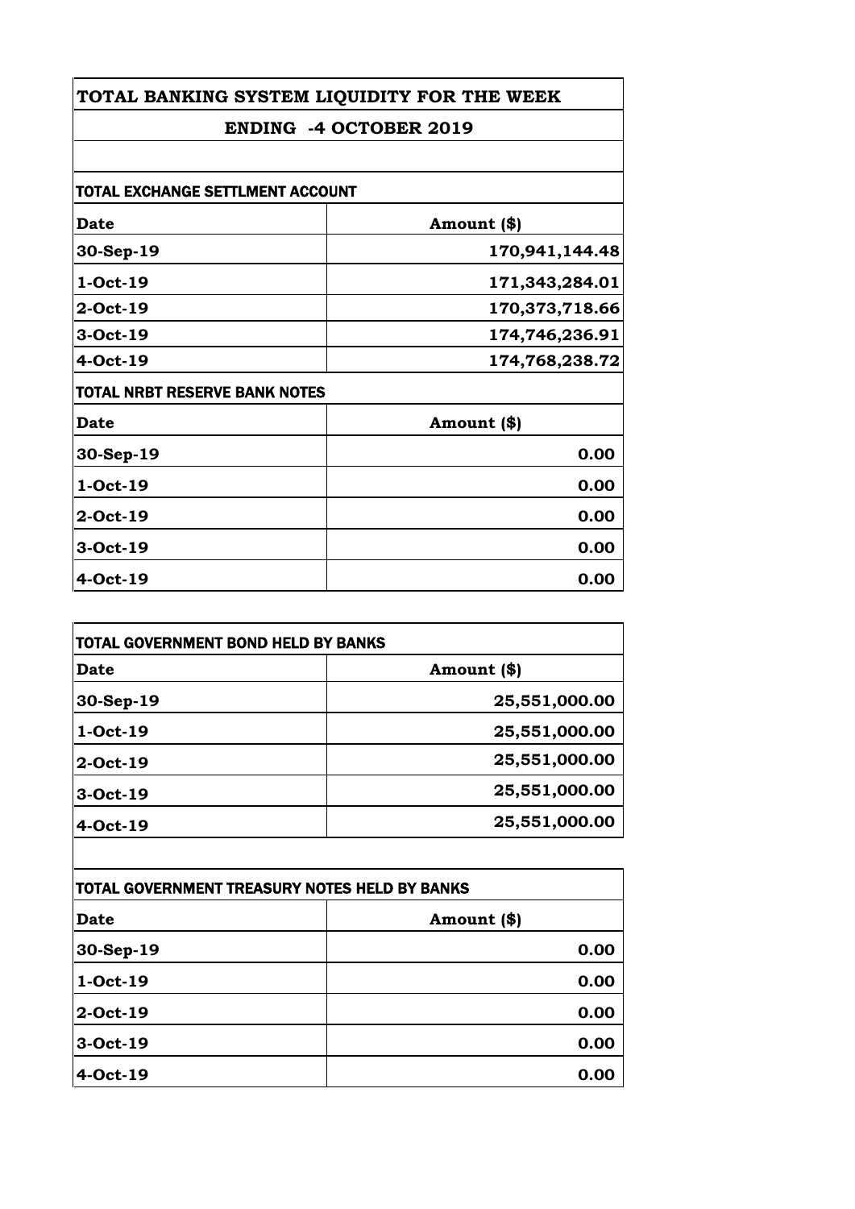# TOTAL BANKING SYSTEM LIQUIDITY FOR THE WEEK

## ENDING -4 OCTOBER 2019

### TOTAL EXCHANGE SETTLMENT ACCOUNT

| Date | Amount ($) |
|---|---|
| 30-Sep-19 | 170,941,144.48 |
| 1-Oct-19 | 171,343,284.01 |
| 2-Oct-19 | 170,373,718.66 |
| 3-Oct-19 | 174,746,236.91 |
| 4-Oct-19 | 174,768,238.72 |

### TOTAL NRBT RESERVE BANK NOTES

| Date | Amount ($) |
|---|---|
| 30-Sep-19 | 0.00 |
| 1-Oct-19 | 0.00 |
| 2-Oct-19 | 0.00 |
| 3-Oct-19 | 0.00 |
| 4-Oct-19 | 0.00 |

### TOTAL GOVERNMENT BOND HELD BY BANKS

| Date | Amount ($) |
|---|---|
| 30-Sep-19 | 25,551,000.00 |
| 1-Oct-19 | 25,551,000.00 |
| 2-Oct-19 | 25,551,000.00 |
| 3-Oct-19 | 25,551,000.00 |
| 4-Oct-19 | 25,551,000.00 |

### TOTAL GOVERNMENT TREASURY NOTES HELD BY BANKS

| Date | Amount ($) |
|---|---|
| 30-Sep-19 | 0.00 |
| 1-Oct-19 | 0.00 |
| 2-Oct-19 | 0.00 |
| 3-Oct-19 | 0.00 |
| 4-Oct-19 | 0.00 |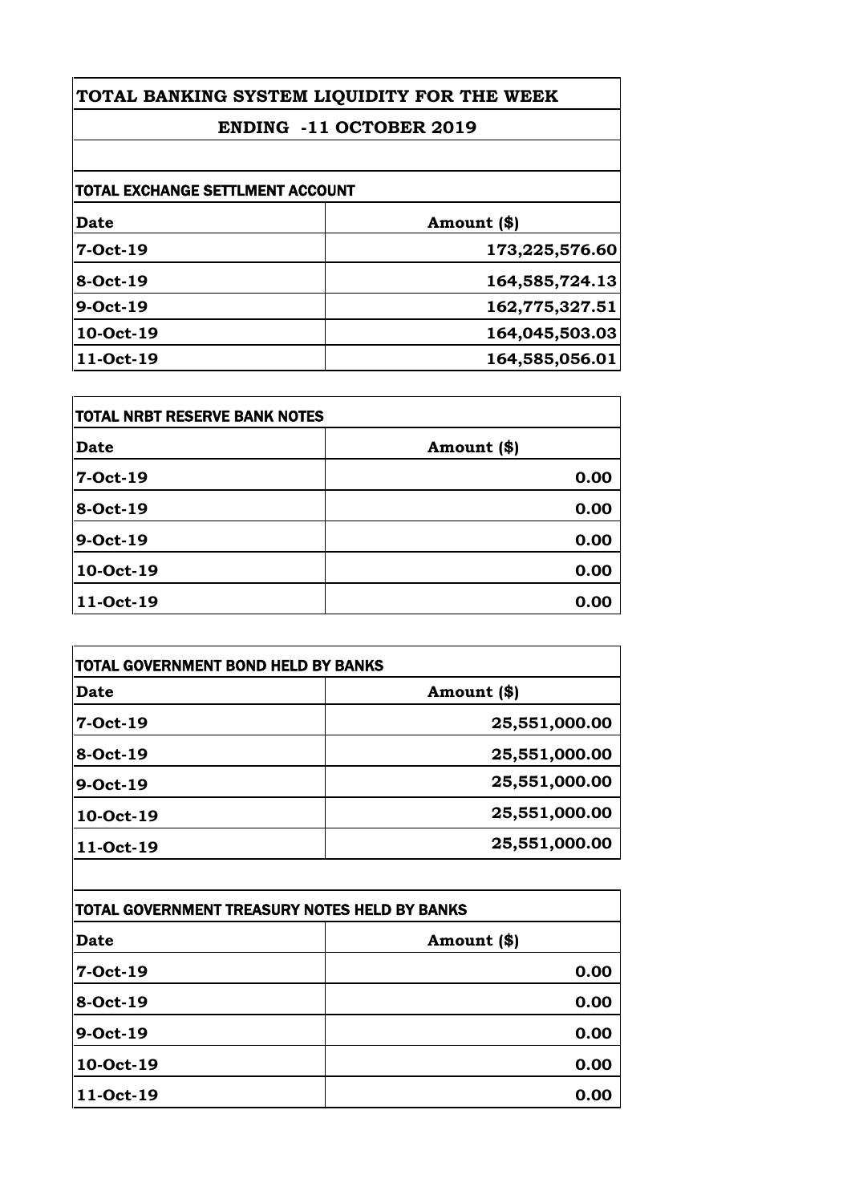# TOTAL BANKING SYSTEM LIQUIDITY FOR THE WEEK

## ENDING -11 OCTOBER 2019

### TOTAL EXCHANGE SETTLMENT ACCOUNT

| Date | Amount ($) |
|---|---|
| 7-Oct-19 | 173,225,576.60 |
| 8-Oct-19 | 164,585,724.13 |
| 9-Oct-19 | 162,775,327.51 |
| 10-Oct-19 | 164,045,503.03 |
| 11-Oct-19 | 164,585,056.01 |

### TOTAL NRBT RESERVE BANK NOTES

| Date | Amount ($) |
|---|---|
| 7-Oct-19 | 0.00 |
| 8-Oct-19 | 0.00 |
| 9-Oct-19 | 0.00 |
| 10-Oct-19 | 0.00 |
| 11-Oct-19 | 0.00 |

### TOTAL GOVERNMENT BOND HELD BY BANKS

| Date | Amount ($) |
|---|---|
| 7-Oct-19 | 25,551,000.00 |
| 8-Oct-19 | 25,551,000.00 |
| 9-Oct-19 | 25,551,000.00 |
| 10-Oct-19 | 25,551,000.00 |
| 11-Oct-19 | 25,551,000.00 |

### TOTAL GOVERNMENT TREASURY NOTES HELD BY BANKS

| Date | Amount ($) |
|---|---|
| 7-Oct-19 | 0.00 |
| 8-Oct-19 | 0.00 |
| 9-Oct-19 | 0.00 |
| 10-Oct-19 | 0.00 |
| 11-Oct-19 | 0.00 |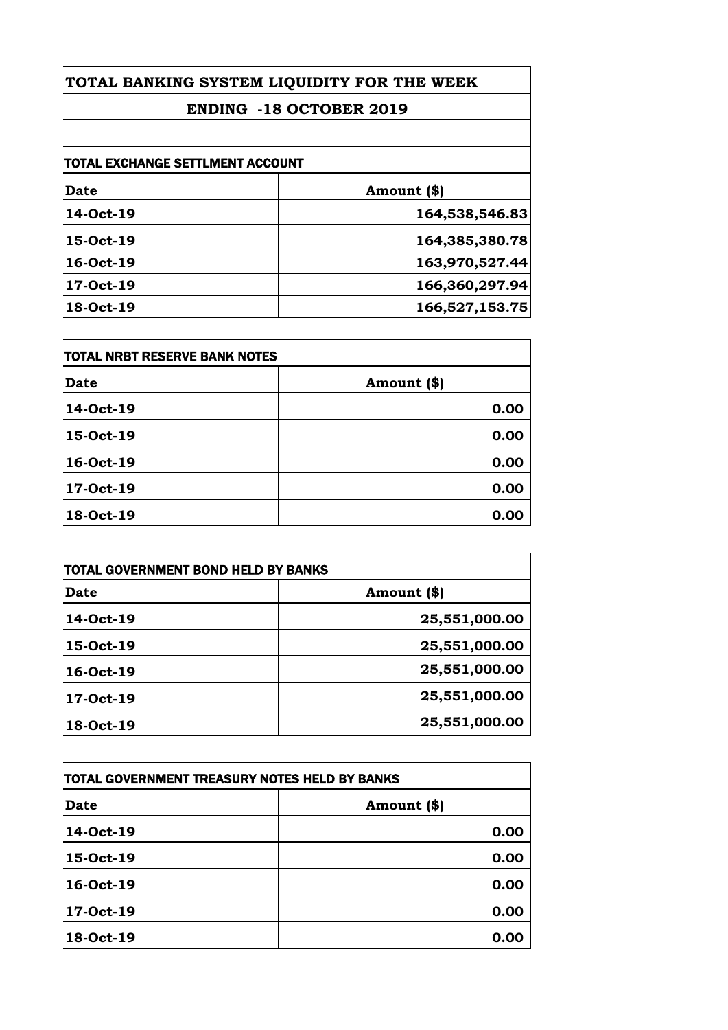# TOTAL BANKING SYSTEM LIQUIDITY FOR THE WEEK

## ENDING -18 OCTOBER 2019

### TOTAL EXCHANGE SETTLMENT ACCOUNT

| Date | Amount ($) |
|---|---|
| 14-Oct-19 | 164,538,546.83 |
| 15-Oct-19 | 164,385,380.78 |
| 16-Oct-19 | 163,970,527.44 |
| 17-Oct-19 | 166,360,297.94 |
| 18-Oct-19 | 166,527,153.75 |

### TOTAL NRBT RESERVE BANK NOTES

| Date | Amount ($) |
|---|---|
| 14-Oct-19 | 0.00 |
| 15-Oct-19 | 0.00 |
| 16-Oct-19 | 0.00 |
| 17-Oct-19 | 0.00 |
| 18-Oct-19 | 0.00 |

### TOTAL GOVERNMENT BOND HELD BY BANKS

| Date | Amount ($) |
|---|---|
| 14-Oct-19 | 25,551,000.00 |
| 15-Oct-19 | 25,551,000.00 |
| 16-Oct-19 | 25,551,000.00 |
| 17-Oct-19 | 25,551,000.00 |
| 18-Oct-19 | 25,551,000.00 |

### TOTAL GOVERNMENT TREASURY NOTES HELD BY BANKS

| Date | Amount ($) |
|---|---|
| 14-Oct-19 | 0.00 |
| 15-Oct-19 | 0.00 |
| 16-Oct-19 | 0.00 |
| 17-Oct-19 | 0.00 |
| 18-Oct-19 | 0.00 |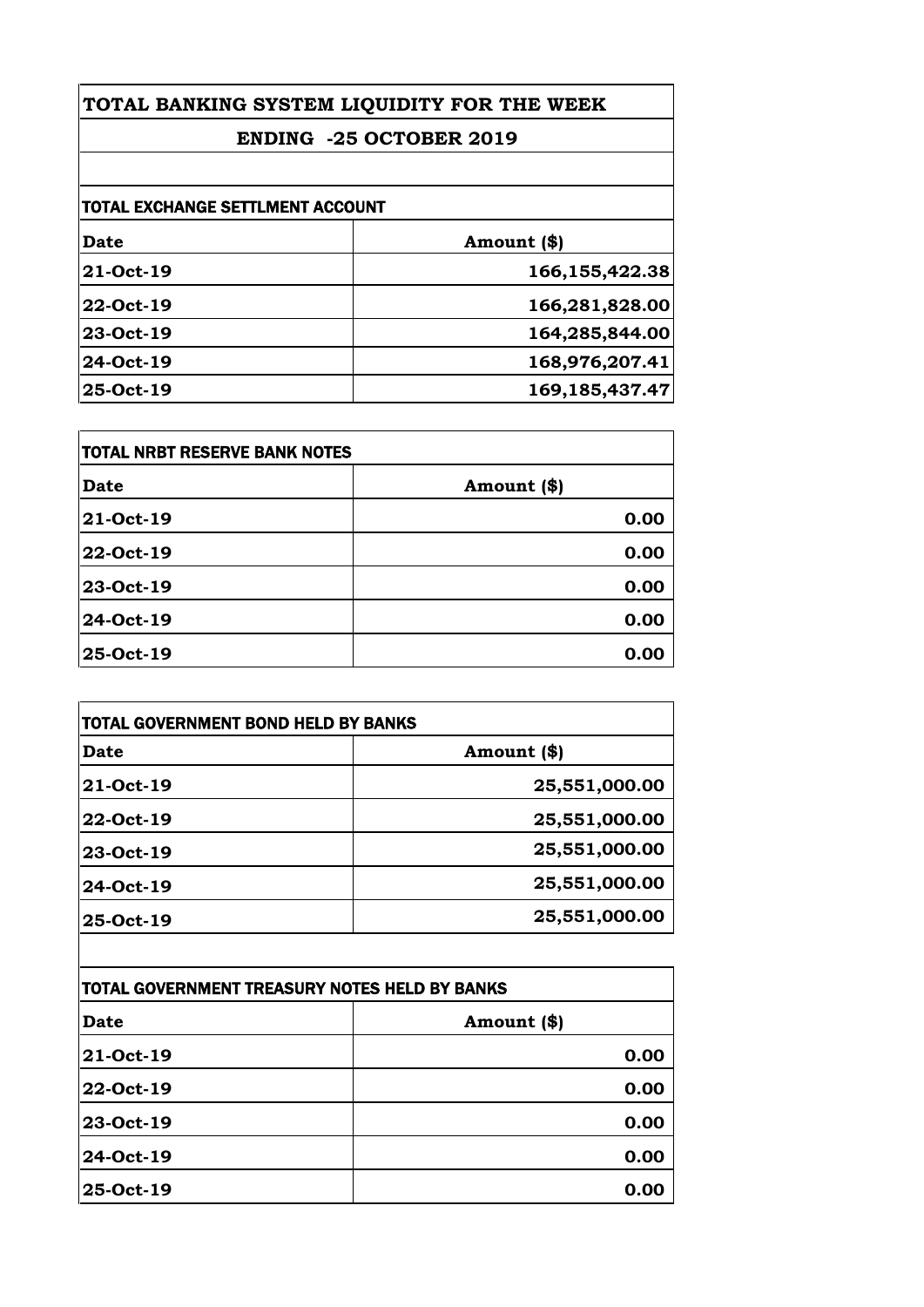# TOTAL BANKING SYSTEM LIQUIDITY FOR THE WEEK

## ENDING -25 OCTOBER 2019

### TOTAL EXCHANGE SETTLMENT ACCOUNT

| Date | Amount ($) |
|---|---|
| 21-Oct-19 | 166,155,422.38 |
| 22-Oct-19 | 166,281,828.00 |
| 23-Oct-19 | 164,285,844.00 |
| 24-Oct-19 | 168,976,207.41 |
| 25-Oct-19 | 169,185,437.47 |

### TOTAL NRBT RESERVE BANK NOTES

| Date | Amount ($) |
|---|---|
| 21-Oct-19 | 0.00 |
| 22-Oct-19 | 0.00 |
| 23-Oct-19 | 0.00 |
| 24-Oct-19 | 0.00 |
| 25-Oct-19 | 0.00 |

### TOTAL GOVERNMENT BOND HELD BY BANKS

| Date | Amount ($) |
|---|---|
| 21-Oct-19 | 25,551,000.00 |
| 22-Oct-19 | 25,551,000.00 |
| 23-Oct-19 | 25,551,000.00 |
| 24-Oct-19 | 25,551,000.00 |
| 25-Oct-19 | 25,551,000.00 |

### TOTAL GOVERNMENT TREASURY NOTES HELD BY BANKS

| Date | Amount ($) |
|---|---|
| 21-Oct-19 | 0.00 |
| 22-Oct-19 | 0.00 |
| 23-Oct-19 | 0.00 |
| 24-Oct-19 | 0.00 |
| 25-Oct-19 | 0.00 |